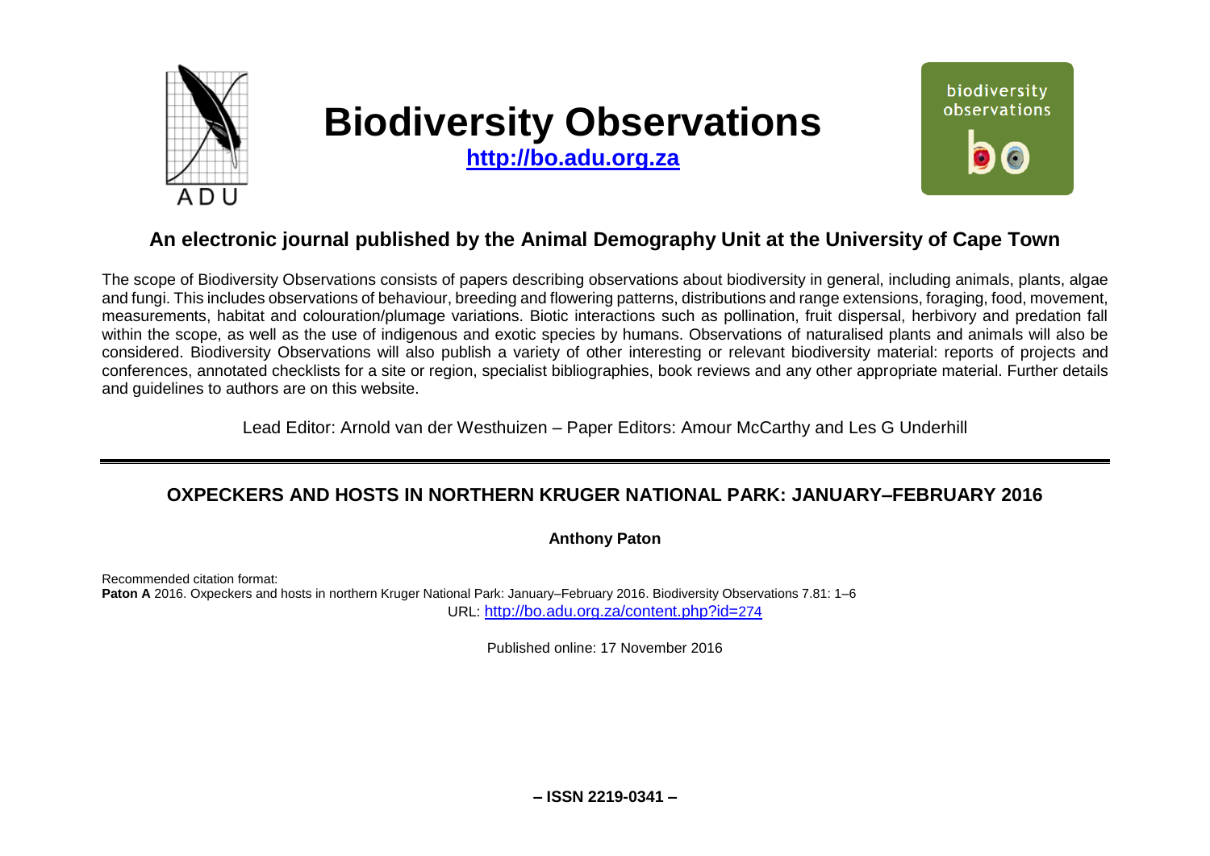# Biodiversity Observations

**http://bo.adu.org.za**

## An electronic journal published by the Animal Demography Unit at the University of Cape Town

The scope of Biodiversity Observations consists of papers describing observations about biodiversity in general, including animals, plants, algae and fungi. This includes observations of behaviour, breeding and flowering patterns, distributions and range extensions, foraging, food, movement, measurements, habitat and colouration/plumage variations. Biotic interactions such as pollination, fruit dispersal, herbivory and predation fall within the scope, as well as the use of indigenous and exotic species by humans. Observations of naturalised plants and animals will also be considered. Biodiversity Observations will also publish a variety of other interesting or relevant biodiversity material: reports of projects and conferences, annotated checklists for a site or region, specialist bibliographies, book reviews and any other appropriate material. Further details and guidelines to authors are on this website.

Lead Editor: Arnold van der Westhuizen – Paper Editors: Amour McCarthy and Les G Underhill

---

## OXPECKERS AND HOSTS IN NORTHERN KRUGER NATIONAL PARK: JANUARY–FEBRUARY 2016

**Anthony Paton**

Recommended citation format:
**Paton A** 2016. Oxpeckers and hosts in northern Kruger National Park: January–February 2016. Biodiversity Observations 7.81: 1–6
URL: http://bo.adu.org.za/content.php?id=274

Published online: 17 November 2016

**– ISSN 2219-0341 –**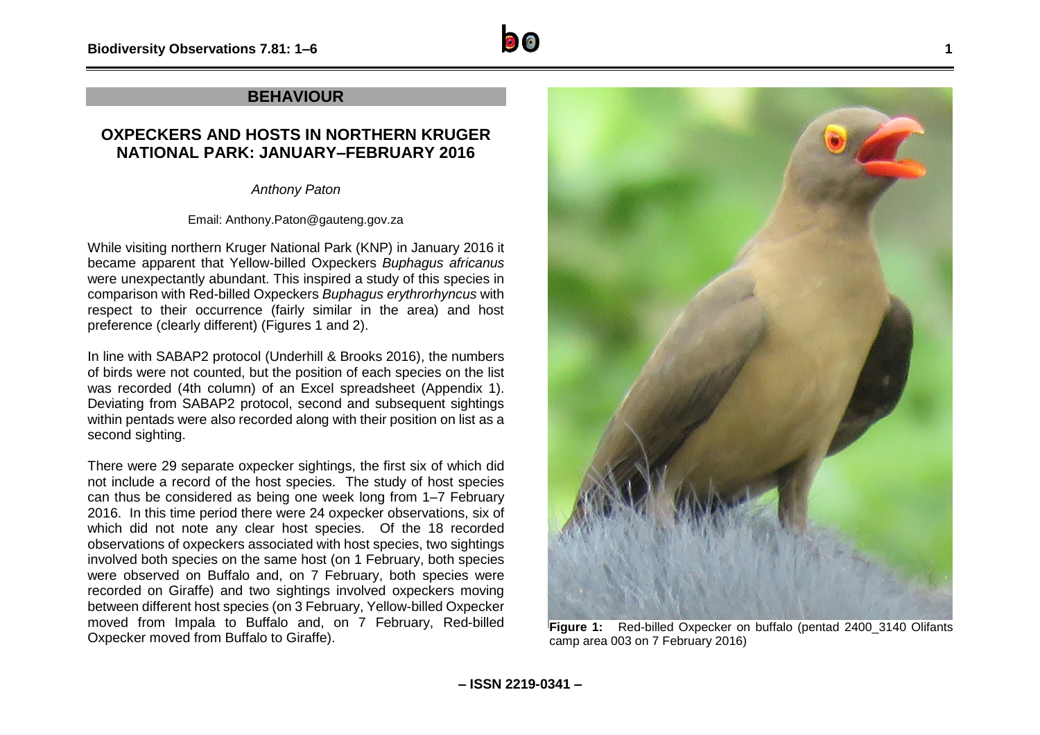## BEHAVIOUR

# OXPECKERS AND HOSTS IN NORTHERN KRUGER NATIONAL PARK: JANUARY–FEBRUARY 2016

*Anthony Paton*

Email: Anthony.Paton@gauteng.gov.za

While visiting northern Kruger National Park (KNP) in January 2016 it became apparent that Yellow-billed Oxpeckers *Buphagus africanus* were unexpectantly abundant. This inspired a study of this species in comparison with Red-billed Oxpeckers *Buphagus erythrorhyncus* with respect to their occurrence (fairly similar in the area) and host preference (clearly different) (Figures 1 and 2).

In line with SABAP2 protocol (Underhill & Brooks 2016), the numbers of birds were not counted, but the position of each species on the list was recorded (4th column) of an Excel spreadsheet (Appendix 1). Deviating from SABAP2 protocol, second and subsequent sightings within pentads were also recorded along with their position on list as a second sighting.

There were 29 separate oxpecker sightings, the first six of which did not include a record of the host species. The study of host species can thus be considered as being one week long from 1–7 February 2016. In this time period there were 24 oxpecker observations, six of which did not note any clear host species. Of the 18 recorded observations of oxpeckers associated with host species, two sightings involved both species on the same host (on 1 February, both species were observed on Buffalo and, on 7 February, both species were recorded on Giraffe) and two sightings involved oxpeckers moving between different host species (on 3 February, Yellow-billed Oxpecker moved from Impala to Buffalo and, on 7 February, Red-billed Oxpecker moved from Buffalo to Giraffe).

**Figure 1:** Red-billed Oxpecker on buffalo (pentad 2400_3140 Olifants camp area 003 on 7 February 2016)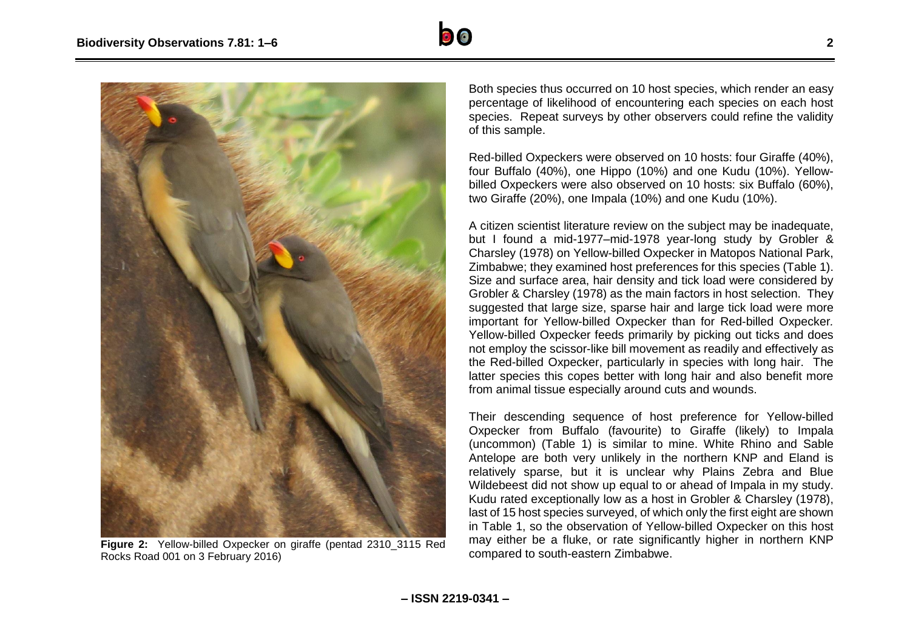Figure 2: Yellow-billed Oxpecker on giraffe (pentad 2310_3115 Red Rocks Road 001 on 3 February 2016)

Both species thus occurred on 10 host species, which render an easy percentage of likelihood of encountering each species on each host species. Repeat surveys by other observers could refine the validity of this sample.

Red-billed Oxpeckers were observed on 10 hosts: four Giraffe (40%), four Buffalo (40%), one Hippo (10%) and one Kudu (10%). Yellow-billed Oxpeckers were also observed on 10 hosts: six Buffalo (60%), two Giraffe (20%), one Impala (10%) and one Kudu (10%).

A citizen scientist literature review on the subject may be inadequate, but I found a mid-1977–mid-1978 year-long study by Grobler & Charsley (1978) on Yellow-billed Oxpecker in Matopos National Park, Zimbabwe; they examined host preferences for this species (Table 1). Size and surface area, hair density and tick load were considered by Grobler & Charsley (1978) as the main factors in host selection. They suggested that large size, sparse hair and large tick load were more important for Yellow-billed Oxpecker than for Red-billed Oxpecker. Yellow-billed Oxpecker feeds primarily by picking out ticks and does not employ the scissor-like bill movement as readily and effectively as the Red-billed Oxpecker, particularly in species with long hair. The latter species this copes better with long hair and also benefit more from animal tissue especially around cuts and wounds.

Their descending sequence of host preference for Yellow-billed Oxpecker from Buffalo (favourite) to Giraffe (likely) to Impala (uncommon) (Table 1) is similar to mine. White Rhino and Sable Antelope are both very unlikely in the northern KNP and Eland is relatively sparse, but it is unclear why Plains Zebra and Blue Wildebeest did not show up equal to or ahead of Impala in my study. Kudu rated exceptionally low as a host in Grobler & Charsley (1978), last of 15 host species surveyed, of which only the first eight are shown in Table 1, so the observation of Yellow-billed Oxpecker on this host may either be a fluke, or rate significantly higher in northern KNP compared to south-eastern Zimbabwe.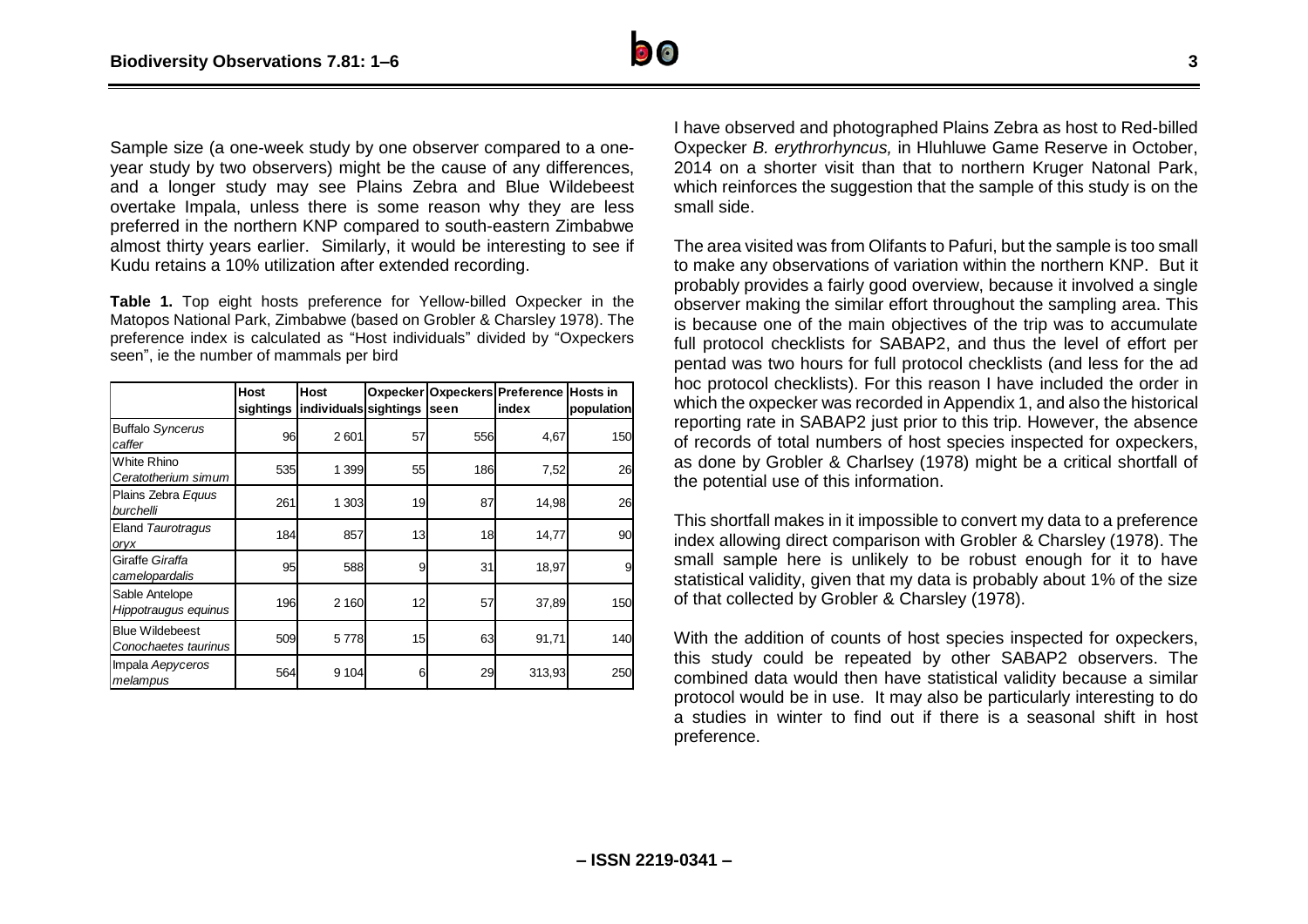Sample size (a one-week study by one observer compared to a one-year study by two observers) might be the cause of any differences, and a longer study may see Plains Zebra and Blue Wildebeest overtake Impala, unless there is some reason why they are less preferred in the northern KNP compared to south-eastern Zimbabwe almost thirty years earlier. Similarly, it would be interesting to see if Kudu retains a 10% utilization after extended recording.

**Table 1.** Top eight hosts preference for Yellow-billed Oxpecker in the Matopos National Park, Zimbabwe (based on Grobler & Charsley 1978). The preference index is calculated as "Host individuals" divided by "Oxpeckers seen", ie the number of mammals per bird

| | Host sightings | Host individuals | Oxpecker sightings | Oxpeckers seen | Preference index | Hosts in population |
|---|---|---|---|---|---|---|
| Buffalo *Syncerus caffer* | 96 | 2 601 | 57 | 556 | 4,67 | 150 |
| White Rhino *Ceratotherium simum* | 535 | 1 399 | 55 | 186 | 7,52 | 26 |
| Plains Zebra *Equus burchelli* | 261 | 1 303 | 19 | 87 | 14,98 | 26 |
| Eland *Taurotragus oryx* | 184 | 857 | 13 | 18 | 14,77 | 90 |
| Giraffe *Giraffa camelopardalis* | 95 | 588 | 9 | 31 | 18,97 | 9 |
| Sable Antelope *Hippotraugus equinus* | 196 | 2 160 | 12 | 57 | 37,89 | 150 |
| Blue Wildebeest *Conochaetes taurinus* | 509 | 5 778 | 15 | 63 | 91,71 | 140 |
| Impala *Aepyceros melampus* | 564 | 9 104 | 6 | 29 | 313,93 | 250 |

I have observed and photographed Plains Zebra as host to Red-billed Oxpecker *B. erythrorhyncus,* in Hluhluwe Game Reserve in October, 2014 on a shorter visit than that to northern Kruger Natonal Park, which reinforces the suggestion that the sample of this study is on the small side.

The area visited was from Olifants to Pafuri, but the sample is too small to make any observations of variation within the northern KNP. But it probably provides a fairly good overview, because it involved a single observer making the similar effort throughout the sampling area. This is because one of the main objectives of the trip was to accumulate full protocol checklists for SABAP2, and thus the level of effort per pentad was two hours for full protocol checklists (and less for the ad hoc protocol checklists). For this reason I have included the order in which the oxpecker was recorded in Appendix 1, and also the historical reporting rate in SABAP2 just prior to this trip. However, the absence of records of total numbers of host species inspected for oxpeckers, as done by Grobler & Charlsey (1978) might be a critical shortfall of the potential use of this information.

This shortfall makes in it impossible to convert my data to a preference index allowing direct comparison with Grobler & Charsley (1978). The small sample here is unlikely to be robust enough for it to have statistical validity, given that my data is probably about 1% of the size of that collected by Grobler & Charsley (1978).

With the addition of counts of host species inspected for oxpeckers, this study could be repeated by other SABAP2 observers. The combined data would then have statistical validity because a similar protocol would be in use. It may also be particularly interesting to do a studies in winter to find out if there is a seasonal shift in host preference.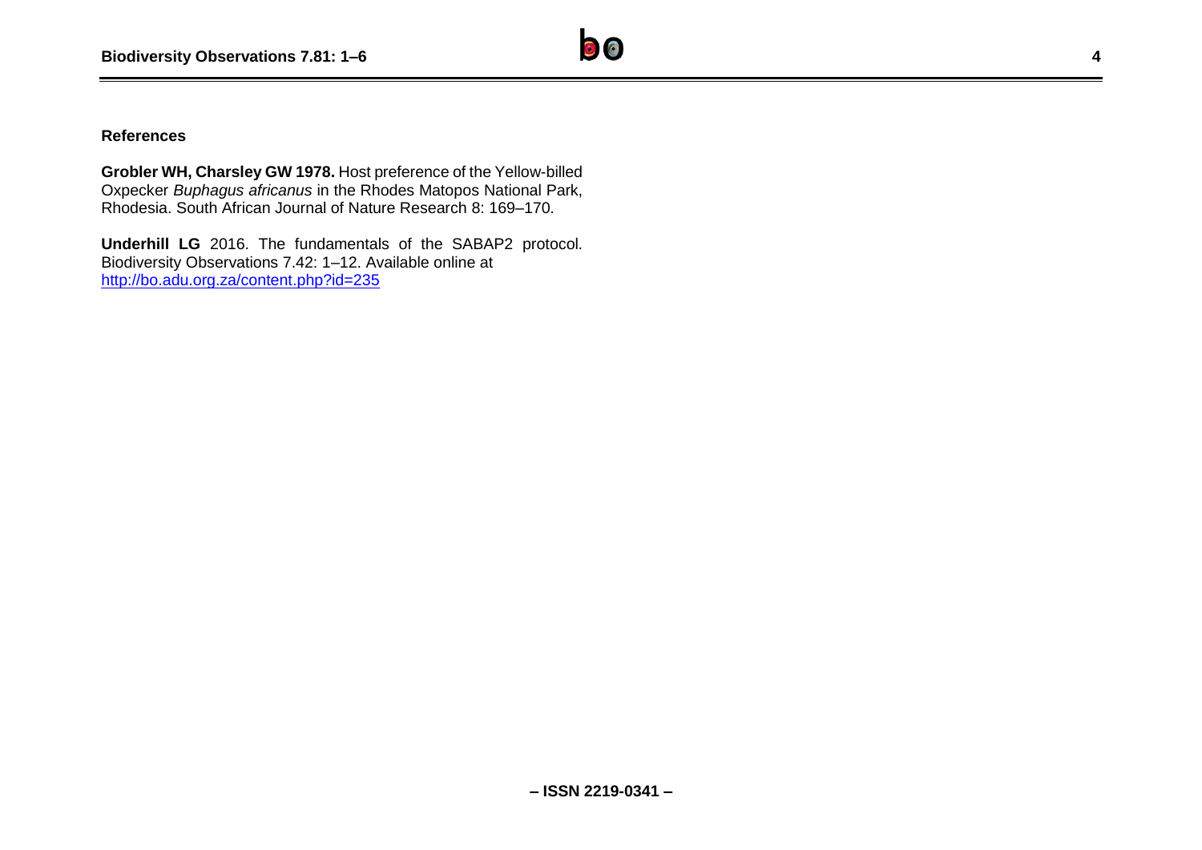## References

**Grobler WH, Charsley GW 1978.** Host preference of the Yellow-billed Oxpecker *Buphagus africanus* in the Rhodes Matopos National Park, Rhodesia. South African Journal of Nature Research 8: 169–170.

**Underhill LG** 2016. The fundamentals of the SABAP2 protocol. Biodiversity Observations 7.42: 1–12. Available online at http://bo.adu.org.za/content.php?id=235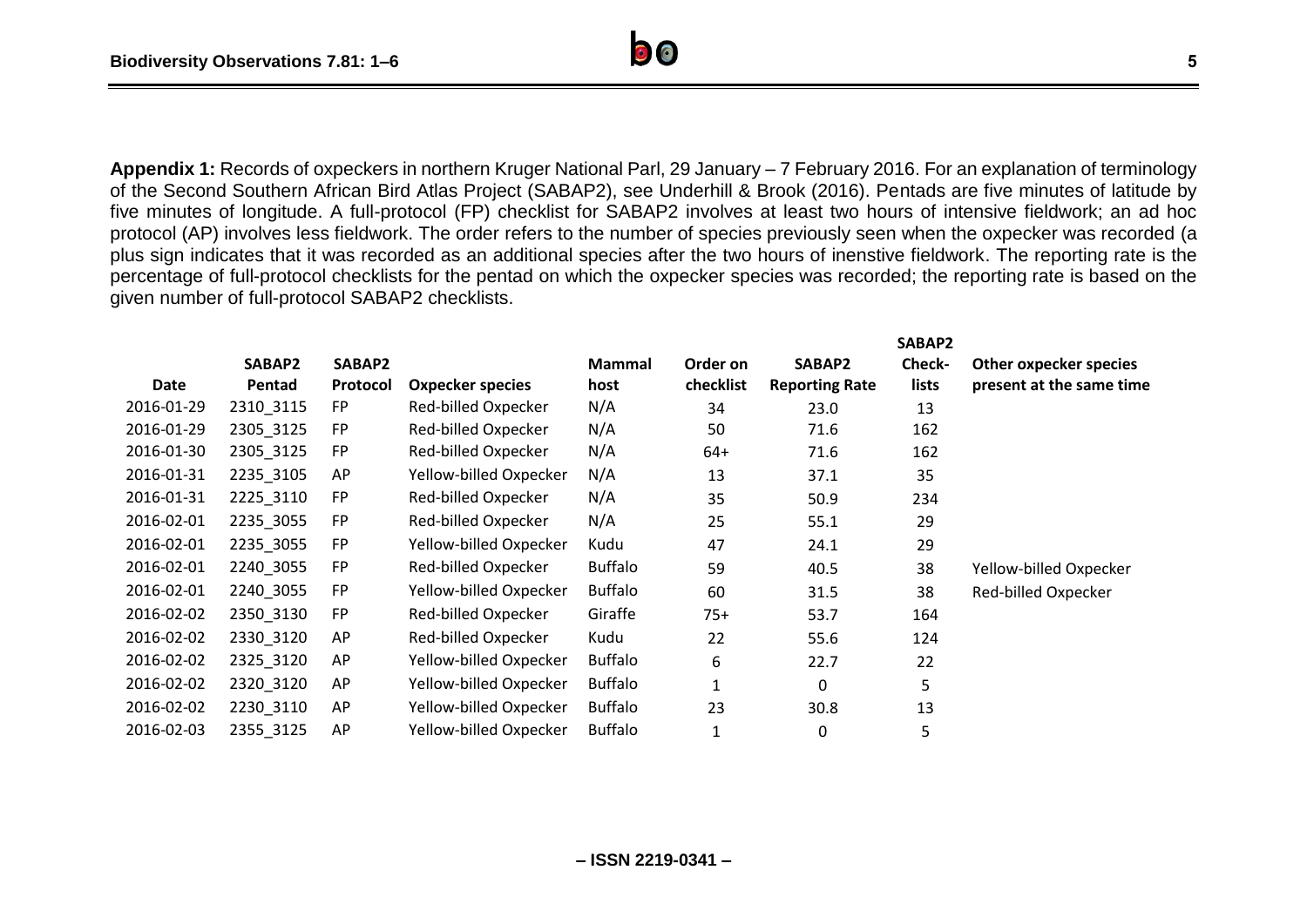**Appendix 1:** Records of oxpeckers in northern Kruger National Parl, 29 January – 7 February 2016. For an explanation of terminology of the Second Southern African Bird Atlas Project (SABAP2), see Underhill & Brook (2016). Pentads are five minutes of latitude by five minutes of longitude. A full-protocol (FP) checklist for SABAP2 involves at least two hours of intensive fieldwork; an ad hoc protocol (AP) involves less fieldwork. The order refers to the number of species previously seen when the oxpecker was recorded (a plus sign indicates that it was recorded as an additional species after the two hours of inenstive fieldwork. The reporting rate is the percentage of full-protocol checklists for the pentad on which the oxpecker species was recorded; the reporting rate is based on the given number of full-protocol SABAP2 checklists.

| Date | SABAP2 Pentad | SABAP2 Protocol | Oxpecker species | Mammal host | Order on checklist | SABAP2 Reporting Rate | SABAP2 Check-lists | Other oxpecker species present at the same time |
|---|---|---|---|---|---|---|---|---|
| 2016-01-29 | 2310_3115 | FP | Red-billed Oxpecker | N/A | 34 | 23.0 | 13 | |
| 2016-01-29 | 2305_3125 | FP | Red-billed Oxpecker | N/A | 50 | 71.6 | 162 | |
| 2016-01-30 | 2305_3125 | FP | Red-billed Oxpecker | N/A | 64+ | 71.6 | 162 | |
| 2016-01-31 | 2235_3105 | AP | Yellow-billed Oxpecker | N/A | 13 | 37.1 | 35 | |
| 2016-01-31 | 2225_3110 | FP | Red-billed Oxpecker | N/A | 35 | 50.9 | 234 | |
| 2016-02-01 | 2235_3055 | FP | Red-billed Oxpecker | N/A | 25 | 55.1 | 29 | |
| 2016-02-01 | 2235_3055 | FP | Yellow-billed Oxpecker | Kudu | 47 | 24.1 | 29 | |
| 2016-02-01 | 2240_3055 | FP | Red-billed Oxpecker | Buffalo | 59 | 40.5 | 38 | Yellow-billed Oxpecker |
| 2016-02-01 | 2240_3055 | FP | Yellow-billed Oxpecker | Buffalo | 60 | 31.5 | 38 | Red-billed Oxpecker |
| 2016-02-02 | 2350_3130 | FP | Red-billed Oxpecker | Giraffe | 75+ | 53.7 | 164 | |
| 2016-02-02 | 2330_3120 | AP | Red-billed Oxpecker | Kudu | 22 | 55.6 | 124 | |
| 2016-02-02 | 2325_3120 | AP | Yellow-billed Oxpecker | Buffalo | 6 | 22.7 | 22 | |
| 2016-02-02 | 2320_3120 | AP | Yellow-billed Oxpecker | Buffalo | 1 | 0 | 5 | |
| 2016-02-02 | 2230_3110 | AP | Yellow-billed Oxpecker | Buffalo | 23 | 30.8 | 13 | |
| 2016-02-03 | 2355_3125 | AP | Yellow-billed Oxpecker | Buffalo | 1 | 0 | 5 | |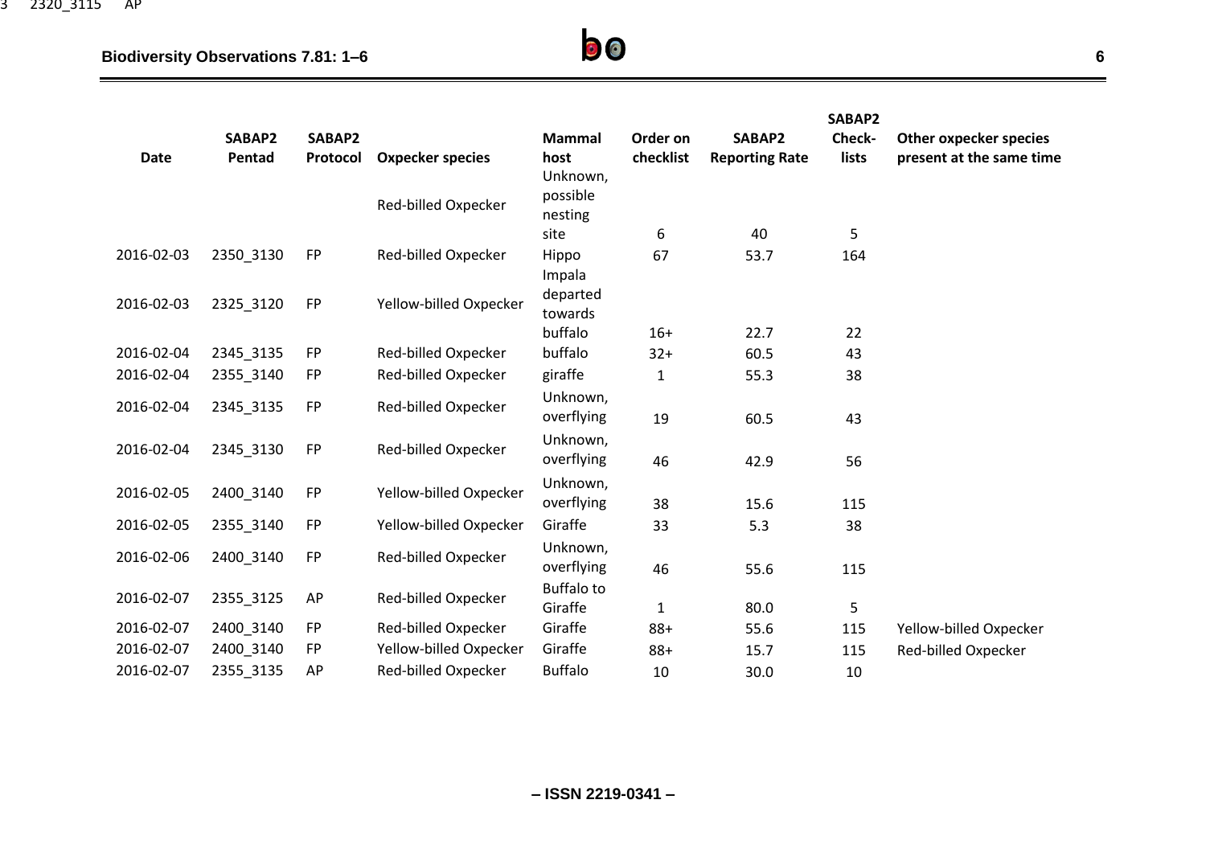| Date | SABAP2 Pentad | SABAP2 Protocol | Oxpecker species | Mammal host | Order on checklist | SABAP2 Reporting Rate | SABAP2 Check-lists | Other oxpecker species present at the same time |
|---|---|---|---|---|---|---|---|---|
| 3 | 2320_3115 | AP | Red-billed Oxpecker | Unknown, possible nesting site | 6 | 40 | 5 | |
| 2016-02-03 | 2350_3130 | FP | Red-billed Oxpecker | Hippo | 67 | 53.7 | 164 | |
| 2016-02-03 | 2325_3120 | FP | Yellow-billed Oxpecker | Impala departed towards buffalo | 16+ | 22.7 | 22 | |
| 2016-02-04 | 2345_3135 | FP | Red-billed Oxpecker | buffalo | 32+ | 60.5 | 43 | |
| 2016-02-04 | 2355_3140 | FP | Red-billed Oxpecker | giraffe | 1 | 55.3 | 38 | |
| 2016-02-04 | 2345_3135 | FP | Red-billed Oxpecker | Unknown, overflying | 19 | 60.5 | 43 | |
| 2016-02-04 | 2345_3130 | FP | Red-billed Oxpecker | Unknown, overflying | 46 | 42.9 | 56 | |
| 2016-02-05 | 2400_3140 | FP | Yellow-billed Oxpecker | Unknown, overflying | 38 | 15.6 | 115 | |
| 2016-02-05 | 2355_3140 | FP | Yellow-billed Oxpecker | Giraffe | 33 | 5.3 | 38 | |
| 2016-02-06 | 2400_3140 | FP | Red-billed Oxpecker | Unknown, overflying | 46 | 55.6 | 115 | |
| 2016-02-07 | 2355_3125 | AP | Red-billed Oxpecker | Buffalo to Giraffe | 1 | 80.0 | 5 | |
| 2016-02-07 | 2400_3140 | FP | Red-billed Oxpecker | Giraffe | 88+ | 55.6 | 115 | Yellow-billed Oxpecker |
| 2016-02-07 | 2400_3140 | FP | Yellow-billed Oxpecker | Giraffe | 88+ | 15.7 | 115 | Red-billed Oxpecker |
| 2016-02-07 | 2355_3135 | AP | Red-billed Oxpecker | Buffalo | 10 | 30.0 | 10 | |